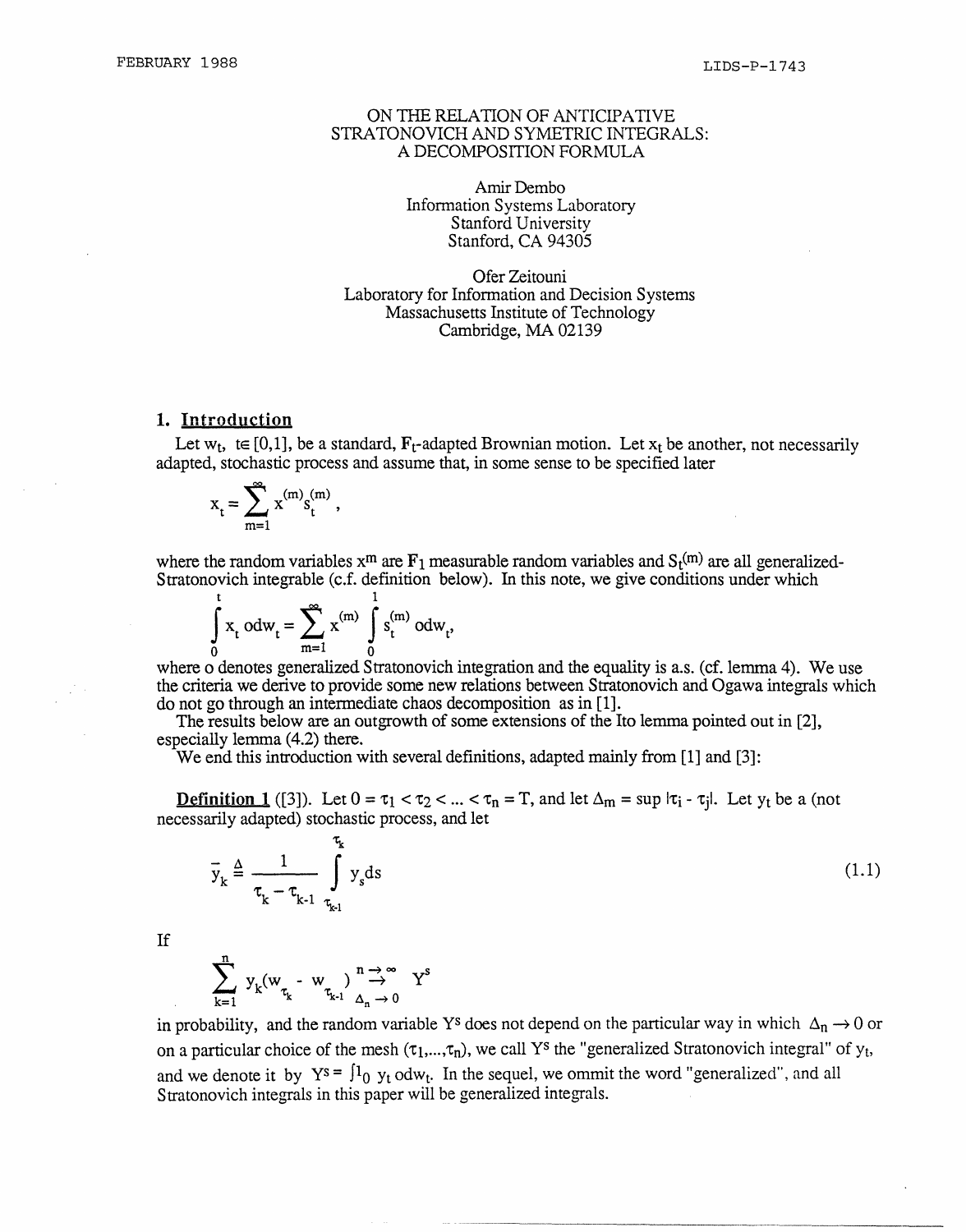FEBRUARY 1988 LIDS-P-1743

# ON THE RELATION OF ANTICIPATIVE STRATONOVICH AND SYMETRIC INTEGRALS: A DECOMPOSITION FORMULA

Amir Dembo
Information Systems Laboratory
Stanford University
Stanford, CA 94305

Ofer Zeitouni
Laboratory for Information and Decision Systems
Massachusetts Institute of Technology
Cambridge, MA 02139

## 1. Introduction

Let $w_t$, $t \in [0,1]$, be a standard, $F_t$-adapted Brownian motion. Let $x_t$ be another, not necessarily adapted, stochastic process and assume that, in some sense to be specified later

$$x_t = \sum_{m=1}^{\infty} x^{(m)} s_t^{(m)} ,$$

where the random variables $x^m$ are $\mathbf{F}_1$ measurable random variables and $S_t^{(m)}$ are all generalized-Stratonovich integrable (c.f. definition below). In this note, we give conditions under which

$$\int_0^t x_t \, o dw_t = \sum_{m=1}^{\infty} x^{(m)} \int_0^1 s_t^{(m)} \, o dw_t,$$

where o denotes generalized Stratonovich integration and the equality is a.s. (cf. lemma 4). We use the criteria we derive to provide some new relations between Stratonovich and Ogawa integrals which do not go through an intermediate chaos decomposition as in [1].

The results below are an outgrowth of some extensions of the Ito lemma pointed out in [2], especially lemma (4.2) there.

We end this introduction with several definitions, adapted mainly from [1] and [3]:

**Definition 1** ([3]). Let $0 = \tau_1 < \tau_2 < ... < \tau_n = T$, and let $\Delta_m = \sup |\tau_i - \tau_j|$. Let $y_t$ be a (not necessarily adapted) stochastic process, and let

$$\bar{y}_k \triangleq \frac{1}{\tau_k - \tau_{k-1}} \int_{\tau_{k-1}}^{\tau_k} y_s ds \tag{1.1}$$

If

$$\sum_{k=1}^{n} \bar{y}_k (w_{\tau_k} - w_{\tau_{k-1}}) \underset{\Delta_n \to 0}{\overset{n \to \infty}{\to}} Y^s$$

in probability, and the random variable $Y^s$ does not depend on the particular way in which $\Delta_n \to 0$ or on a particular choice of the mesh $(\tau_1,...,\tau_n)$, we call $Y^s$ the "generalized Stratonovich integral" of $y_t$, and we denote it by $Y^s = \int_0^1 y_t \, o dw_t$. In the sequel, we ommit the word "generalized", and all Stratonovich integrals in this paper will be generalized integrals.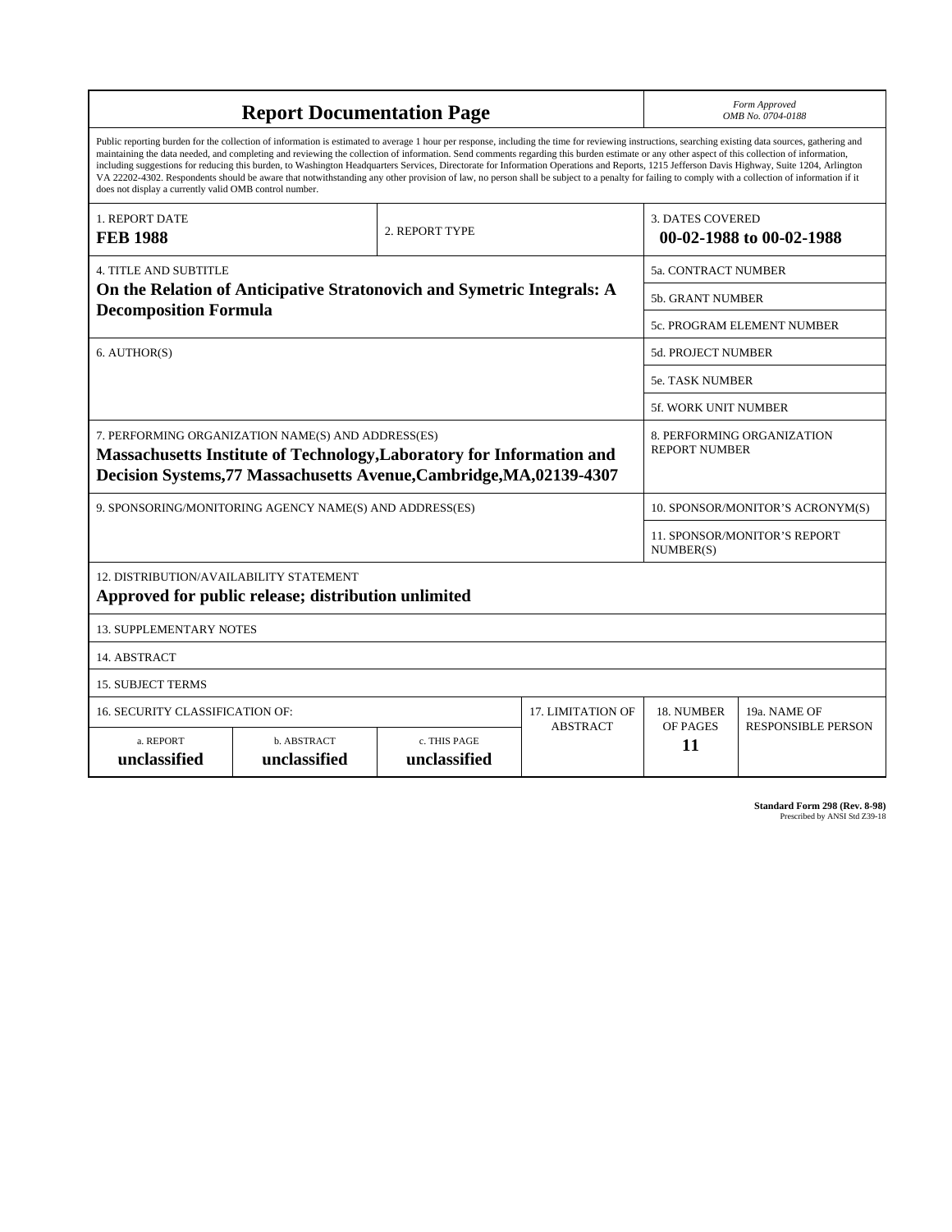# Report Documentation Page

*Form Approved*
*OMB No. 0704-0188*

Public reporting burden for the collection of information is estimated to average 1 hour per response, including the time for reviewing instructions, searching existing data sources, gathering and maintaining the data needed, and completing and reviewing the collection of information. Send comments regarding this burden estimate or any other aspect of this collection of information, including suggestions for reducing this burden, to Washington Headquarters Services, Directorate for Information Operations and Reports, 1215 Jefferson Davis Highway, Suite 1204, Arlington VA 22202-4302. Respondents should be aware that notwithstanding any other provision of law, no person shall be subject to a penalty for failing to comply with a collection of information if it does not display a currently valid OMB control number.

| 1. REPORT DATE | 2. REPORT TYPE | 3. DATES COVERED |
|---|---|---|
| **FEB 1988** | | **00-02-1988 to 00-02-1988** |

| 4. TITLE AND SUBTITLE | |
|---|---|
| **On the Relation of Anticipative Stratonovich and Symetric Integrals: A Decomposition Formula** | 5a. CONTRACT NUMBER |
| | 5b. GRANT NUMBER |
| | 5c. PROGRAM ELEMENT NUMBER |
| 6. AUTHOR(S) | 5d. PROJECT NUMBER |
| | 5e. TASK NUMBER |
| | 5f. WORK UNIT NUMBER |
| 7. PERFORMING ORGANIZATION NAME(S) AND ADDRESS(ES) **Massachusetts Institute of Technology,Laboratory for Information and Decision Systems,77 Massachusetts Avenue,Cambridge,MA,02139-4307** | 8. PERFORMING ORGANIZATION REPORT NUMBER |
| 9. SPONSORING/MONITORING AGENCY NAME(S) AND ADDRESS(ES) | 10. SPONSOR/MONITOR'S ACRONYM(S) |
| | 11. SPONSOR/MONITOR'S REPORT NUMBER(S) |

12. DISTRIBUTION/AVAILABILITY STATEMENT
**Approved for public release; distribution unlimited**

13. SUPPLEMENTARY NOTES

14. ABSTRACT

15. SUBJECT TERMS

| 16. SECURITY CLASSIFICATION OF: | | | 17. LIMITATION OF ABSTRACT | 18. NUMBER OF PAGES | 19a. NAME OF RESPONSIBLE PERSON |
|---|---|---|---|---|---|
| a. REPORT | b. ABSTRACT | c. THIS PAGE | | | |
| **unclassified** | **unclassified** | **unclassified** | | **11** | |

**Standard Form 298 (Rev. 8-98)**
Prescribed by ANSI Std Z39-18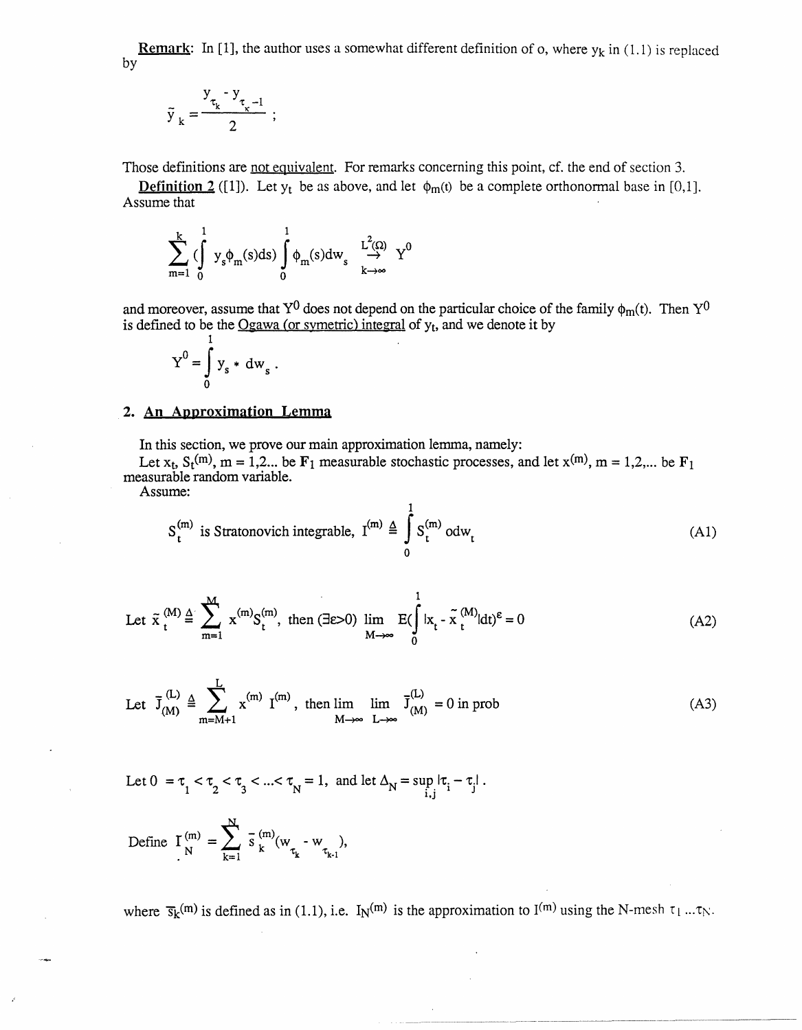**Remark**: In [1], the author uses a somewhat different definition of o, where $y_k$ in (1.1) is replaced by

$$\tilde{y}_k = \frac{y_{\tau_k} - y_{\tau_k - 1}}{2} ;$$

Those definitions are <u>not equivalent</u>. For remarks concerning this point, cf. the end of section 3.

**Definition 2** ([1]). Let $y_t$ be as above, and let $\phi_m(t)$ be a complete orthonormal base in [0,1]. Assume that

$$\sum_{m=1}^{k} \left( \int_0^1 y_s \phi_m(s) ds \right) \int_0^1 \phi_m(s) dw_s \xrightarrow[k\to\infty]{L^2(\Omega)} Y^0$$

and moreover, assume that $Y^0$ does not depend on the particular choice of the family $\phi_m(t)$. Then $Y^0$ is defined to be the <u>Ogawa (or symetric) integral</u> of $y_t$, and we denote it by

$$Y^0 = \int_0^1 y_s * dw_s .$$

## 2. An Approximation Lemma

In this section, we prove our main approximation lemma, namely:

Let $x_t$, $S_t^{(m)}$, m = 1,2... be $\mathbf{F}_1$ measurable stochastic processes, and let $x^{(m)}$, m = 1,2,... be $\mathbf{F}_1$ measurable random variable.

Assume:

$$S_t^{(m)} \text{ is Stratonovich integrable, } I^{(m)} \triangleq \int_0^1 S_t^{(m)} o dw_t \tag{A1}$$

$$\text{Let } \tilde{x}_t^{(M)} \triangleq \sum_{m=1}^{M} x^{(m)} S_t^{(m)}, \text{ then } (\exists \varepsilon > 0) \lim_{M\to\infty} E\left(\int_0^1 |x_t - \tilde{x}_t^{(M)}| dt\right)^{\varepsilon} = 0 \tag{A2}$$

$$\text{Let } \bar{J}_{(M)}^{(L)} \triangleq \sum_{m=M+1}^{L} x^{(m)} I^{(m)}, \text{ then } \lim_{M\to\infty} \lim_{L\to\infty} \bar{J}_{(M)}^{(L)} = 0 \text{ in prob} \tag{A3}$$

Let $0 = \tau_1 < \tau_2 < \tau_3 < ... < \tau_N = 1$, and let $\Delta_N = \sup_{i,j} |\tau_i - \tau_j|$.

$$\text{Define } I_N^{(m)} = \sum_{k=1}^{N} \bar{s}_k^{(m)} (w_{\tau_k} - w_{\tau_{k-1}}),$$

where $\bar{s}_k^{(m)}$ is defined as in (1.1), i.e. $I_N^{(m)}$ is the approximation to $I^{(m)}$ using the N-mesh $\tau_1 ... \tau_N$.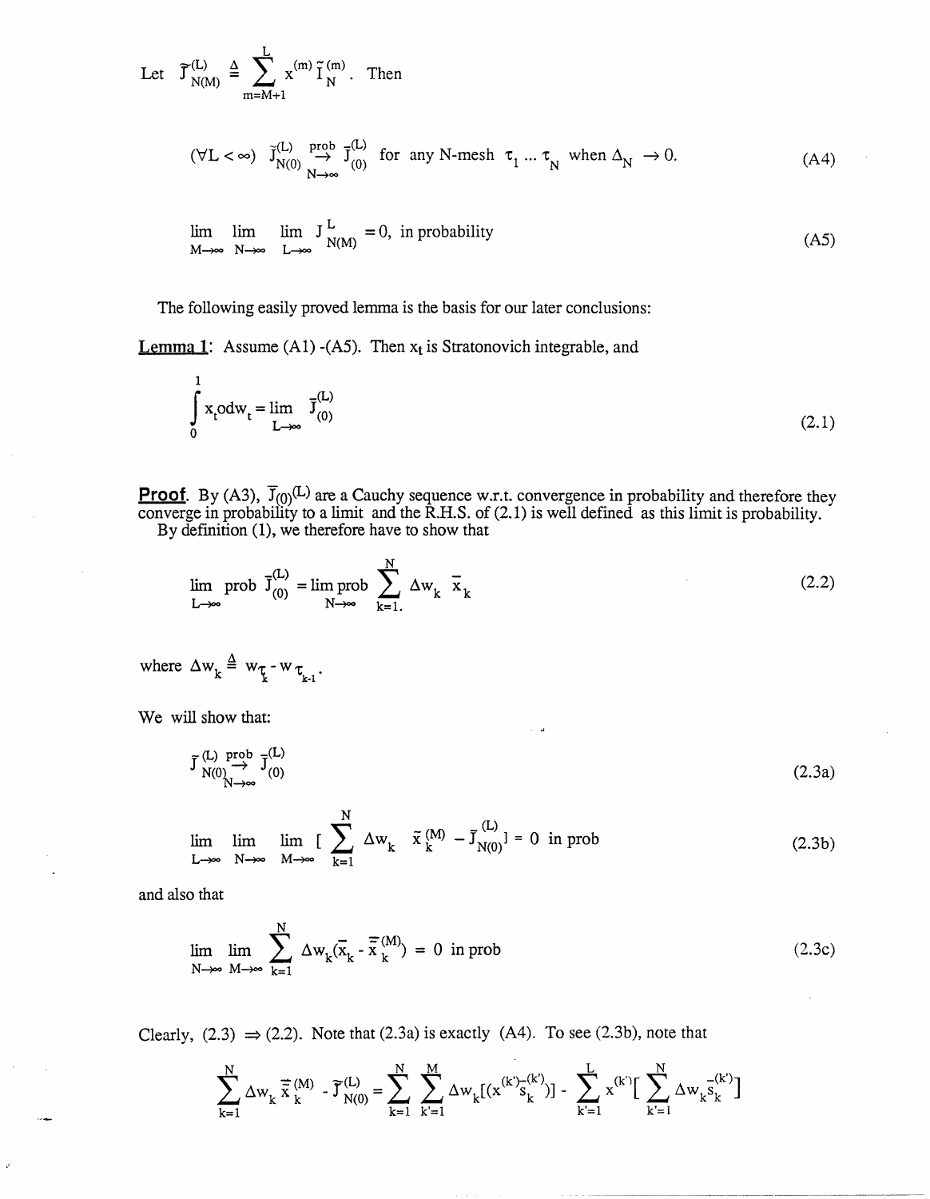Let $\tilde{J}^{(L)}_{N(M)} \triangleq \sum_{m=M+1}^{L} x^{(m)} \tilde{I}^{(m)}_{N}$. Then

$$(\forall L < \infty) \;\; \tilde{J}^{(L)}_{N(0)} \underset{N\to\infty}{\overset{\text{prob}}{\to}} \bar{J}^{(L)}_{(0)} \;\text{ for any N-mesh } \tau_1 \ldots \tau_N \text{ when } \Delta_N \to 0. \tag{A4}$$

$$\lim_{M\to\infty} \lim_{N\to\infty} \lim_{L\to\infty} J^{L}_{N(M)} = 0, \text{ in probability} \tag{A5}$$

The following easily proved lemma is the basis for our later conclusions:

**Lemma 1**: Assume (A1) -(A5). Then $x_t$ is Stratonovich integrable, and

$$\int_0^1 x_t \circ dw_t = \lim_{L\to\infty} \bar{J}^{(L)}_{(0)} \tag{2.1}$$

**Proof**. By (A3), $\bar{J}_{(0)}{}^{(L)}$ are a Cauchy sequence w.r.t. convergence in probability and therefore they converge in probability to a limit and the R.H.S. of (2.1) is well defined as this limit is probability.

By definition (1), we therefore have to show that

$$\lim_{L\to\infty} \text{prob } \bar{J}^{(L)}_{(0)} = \lim_{N\to\infty} \text{prob} \sum_{k=1.}^{N} \Delta w_k \;\bar{x}_k \tag{2.2}$$

where $\Delta w_k \triangleq w_{\tau_k} - w_{\tau_{k-1}}$.

We will show that:

$$\tilde{J}^{(L)}_{N(0)} \underset{N\to\infty}{\overset{\text{prob}}{\to}} \bar{J}^{(L)}_{(0)} \tag{2.3a}$$

$$\lim_{L\to\infty} \lim_{N\to\infty} \lim_{M\to\infty} [\sum_{k=1}^{N} \Delta w_k \;\; \tilde{x}^{(M)}_k - \tilde{J}^{(L)}_{N(0)}] = 0 \text{ in prob} \tag{2.3b}$$

and also that

$$\lim_{N\to\infty} \lim_{M\to\infty} \sum_{k=1}^{N} \Delta w_k (\bar{x}_k - \bar{\bar{x}}^{(M)}_k) = 0 \text{ in prob} \tag{2.3c}$$

Clearly, (2.3) $\Rightarrow$ (2.2). Note that (2.3a) is exactly (A4). To see (2.3b), note that

$$\sum_{k=1}^{N} \Delta w_k \,\bar{\bar{x}}^{(M)}_k - \tilde{J}^{(L)}_{N(0)} = \sum_{k=1}^{N} \sum_{k'=1}^{M} \Delta w_k [(x^{(k')} \bar{s}^{(k')}_k)] - \sum_{k'=1}^{L} x^{(k')} [\sum_{k'=1}^{N} \Delta w_k \bar{s}^{(k')}_k]$$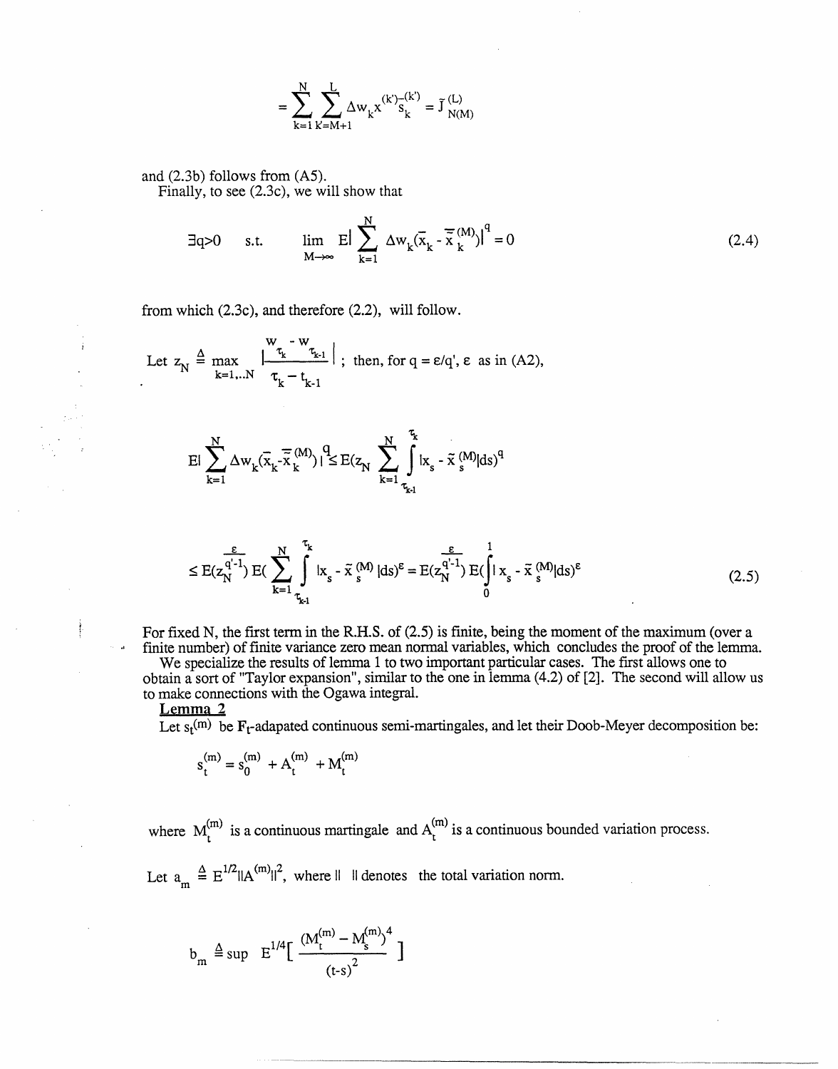$$= \sum_{k=1}^{N} \sum_{k'=M+1}^{L} \Delta w_k x^{(k')} \bar{s}_k^{(k')} = \bar{J}_{N(M)}^{(L)}$$

and (2.3b) follows from (A5).

Finally, to see (2.3c), we will show that

$$\exists q>0 \quad \text{s.t.} \quad \lim_{M\to\infty} E\Big|\sum_{k=1}^{N} \Delta w_k (\bar{x}_k - \bar{\bar{x}}_k^{(M)})\Big|^q = 0 \tag{2.4}$$

from which (2.3c), and therefore (2.2), will follow.

Let $z_N \triangleq \max_{k=1,..N} \Big|\frac{w_{\tau_k} - w_{\tau_{k-1}}}{\tau_k - t_{k-1}}\Big|$; then, for $q = \varepsilon/q'$, $\varepsilon$ as in (A2),

$$E\Big|\sum_{k=1}^{N} \Delta w_k (\bar{x}_k - \bar{\bar{x}}_k^{(M)})\Big|^q \leq E(z_N \sum_{k=1}^{N} \int_{\tau_{k-1}}^{\tau_k} |x_s - \tilde{x}_s^{(M)}| ds)^q$$

$$\leq E(z_N^{\frac{\varepsilon}{q'-1}})\, E(\sum_{k=1}^{N} \int_{\tau_{k-1}}^{\tau_k} |x_s - \tilde{x}_s^{(M)}| ds)^\varepsilon = E(z_N^{\frac{\varepsilon}{q'-1}})\, E(\int_0^1 |x_s - \tilde{x}_s^{(M)}| ds)^\varepsilon \tag{2.5}$$

For fixed N, the first term in the R.H.S. of (2.5) is finite, being the moment of the maximum (over a finite number) of finite variance zero mean normal variables, which concludes the proof of the lemma.

We specialize the results of lemma 1 to two important particular cases. The first allows one to obtain a sort of "Taylor expansion", similar to the one in lemma (4.2) of [2]. The second will allow us to make connections with the Ogawa integral.

**Lemma 2**

Let $s_t^{(m)}$ be $F_t$-adapated continuous semi-martingales, and let their Doob-Meyer decomposition be:

$$s_t^{(m)} = s_0^{(m)} + A_t^{(m)} + M_t^{(m)}$$

where $M_t^{(m)}$ is a continuous martingale and $A_t^{(m)}$ is a continuous bounded variation process.

Let $a_m \triangleq E^{1/2}\|A^{(m)}\|^2$, where $\|\ \|$ denotes the total variation norm.

$$b_m \triangleq \sup E^{1/4}\Big[\frac{(M_t^{(m)} - M_s^{(m)})^4}{(t-s)^2}\Big]$$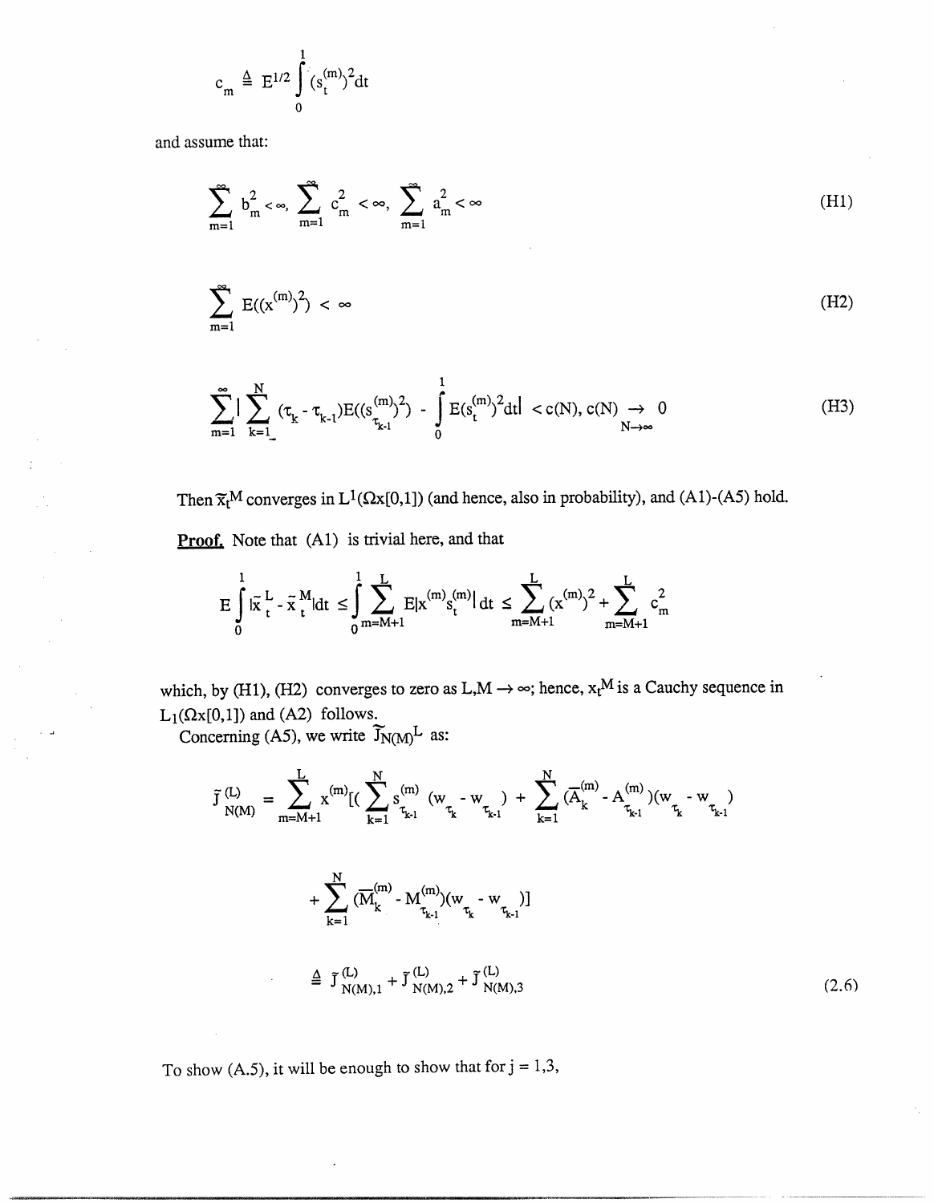$$c_m \triangleq E^{1/2} \int_0^1 (s_t^{(m)})^2 dt$$

and assume that:

$$\sum_{m=1}^{\infty} b_m^2 < \infty, \; \sum_{m=1}^{\infty} c_m^2 < \infty, \; \sum_{m=1}^{\infty} a_m^2 < \infty \tag{H1}$$

$$\sum_{m=1}^{\infty} E((x^{(m)})^2) < \infty \tag{H2}$$

$$\sum_{m=1}^{\infty} \Big| \sum_{k=1}^{N} (\tau_k - \tau_{k-1}) E((s_{\tau_{k-1}}^{(m)})^2) - \int_0^1 E(s_t^{(m)})^2 dt \Big| < c(N), \; c(N) \underset{N \to \infty}{\to} 0 \tag{H3}$$

Then $\tilde{x}_t^M$ converges in $L^1(\Omega x[0,1])$ (and hence, also in probability), and (A1)-(A5) hold.

**Proof.** Note that (A1) is trivial here, and that

$$E \int_0^1 |\tilde{x}_t^L - \tilde{x}_t^M| dt \le \int_0^1 \sum_{m=M+1}^{L} E|x^{(m)} s_t^{(m)}| \, dt \le \sum_{m=M+1}^{L} (x^{(m)})^2 + \sum_{m=M+1}^{L} c_m^2$$

which, by (H1), (H2) converges to zero as $L, M \to \infty$; hence, $x_t^M$ is a Cauchy sequence in $L_1(\Omega x[0,1])$ and (A2) follows.

Concerning (A5), we write $\tilde{J}_{N(M)}{}^L$ as:

$$\tilde{J}_{N(M)}^{(L)} = \sum_{m=M+1}^{L} x^{(m)} [( \sum_{k=1}^{N} s_{\tau_{k-1}}^{(m)} (w_{\tau_k} - w_{\tau_{k-1}}) + \sum_{k=1}^{N} (\overline{A}_k^{(m)} - A_{\tau_{k-1}}^{(m)})(w_{\tau_k} - w_{\tau_{k-1}})$$

$$+ \sum_{k=1}^{N} (\overline{M}_k^{(m)} - M_{\tau_{k-1}}^{(m)})(w_{\tau_k} - w_{\tau_{k-1}})]$$

$$\triangleq \tilde{J}_{N(M),1}^{(L)} + \tilde{J}_{N(M),2}^{(L)} + \tilde{J}_{N(M),3}^{(L)} \tag{2.6}$$

To show (A.5), it will be enough to show that for $j = 1,3$,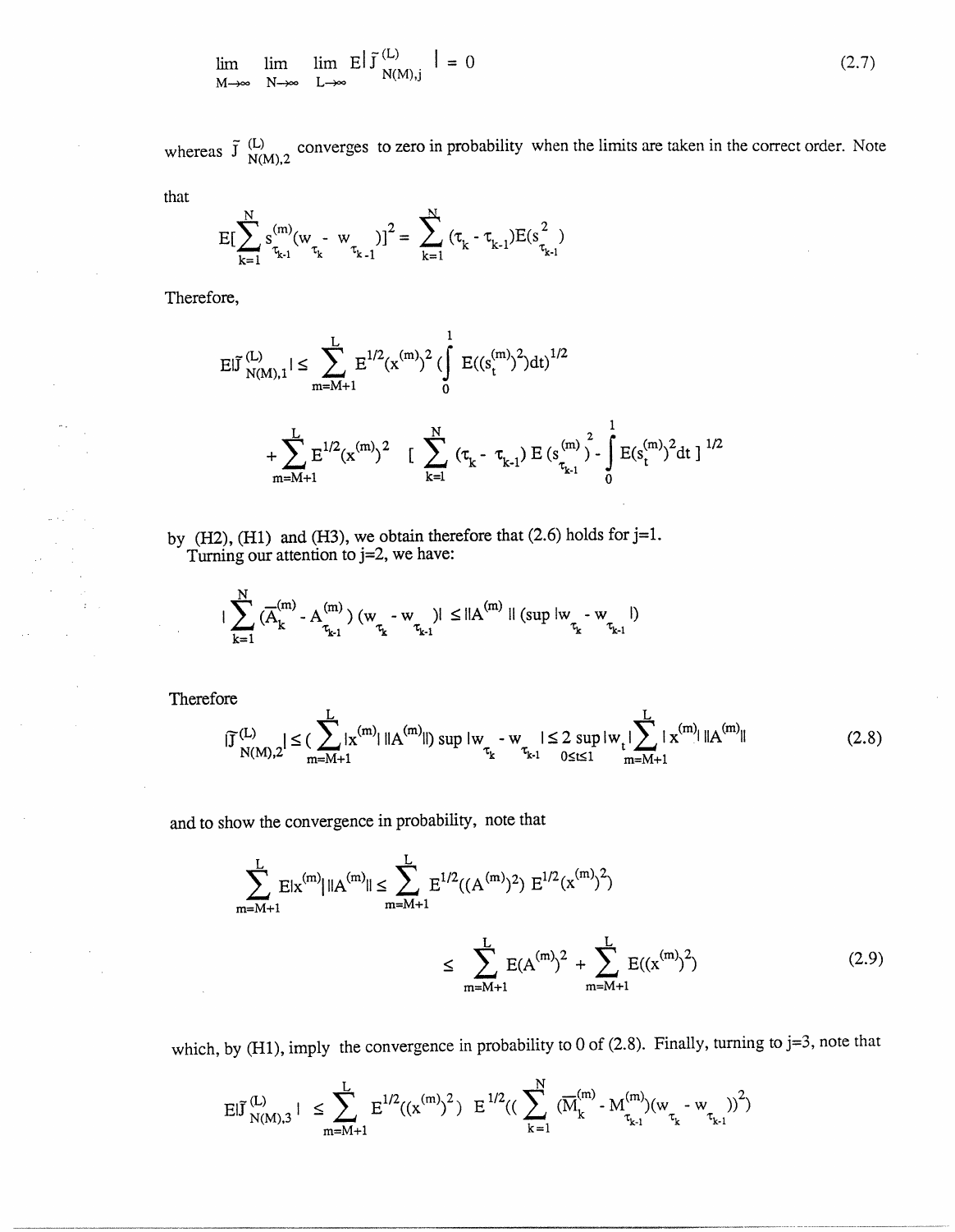$$\lim_{M\to\infty} \lim_{N\to\infty} \lim_{L\to\infty} E|\tilde{J}^{(L)}_{N(M),j}| = 0 \tag{2.7}$$

whereas $\tilde{J}^{(L)}_{N(M),2}$ converges to zero in probability when the limits are taken in the correct order. Note that

$$E[\sum_{k=1}^{N} s^{(m)}_{\tau_{k-1}}(w_{\tau_k} - w_{\tau_{k-1}})]^2 = \sum_{k=1}^{N} (\tau_k - \tau_{k-1})E(s^2_{\tau_{k-1}})$$

Therefore,

$$E|\tilde{J}^{(L)}_{N(M),1}| \leq \sum_{m=M+1}^{L} E^{1/2}(x^{(m)})^2 (\int_0^1 E((s^{(m)}_t)^2)dt)^{1/2}$$

$$+ \sum_{m=M+1}^{L} E^{1/2}(x^{(m)})^2 \ [\sum_{k=1}^{N} (\tau_k - \tau_{k-1}) E(s^{(m)}_{\tau_{k-1}})^2 - \int_0^1 E(s^{(m)}_t)^2 dt\,]^{1/2}$$

by (H2), (H1) and (H3), we obtain therefore that (2.6) holds for j=1.

Turning our attention to j=2, we have:

$$|\sum_{k=1}^{N} (\overline{A}^{(m)}_k - A^{(m)}_{\tau_{k-1}})(w_{\tau_k} - w_{\tau_{k-1}})| \leq \|A^{(m)}\| (\sup |w_{\tau_k} - w_{\tau_{k-1}}|)$$

Therefore

$$|\tilde{J}^{(L)}_{N(M),2}| \leq (\sum_{m=M+1}^{L} |x^{(m)}|\, \|A^{(m)}\|) \sup |w_{\tau_k} - w_{\tau_{k-1}}| \leq 2 \sup_{0\leq t\leq 1} |w_t| \sum_{m=M+1}^{L} |x^{(m)}|\, \|A^{(m)}\| \tag{2.8}$$

and to show the convergence in probability, note that

$$\sum_{m=M+1}^{L} E|x^{(m)}|\, \|A^{(m)}\| \leq \sum_{m=M+1}^{L} E^{1/2}((A^{(m)})^2)\, E^{1/2}(x^{(m)})^2)$$

$$\leq \sum_{m=M+1}^{L} E(A^{(m)})^2 + \sum_{m=M+1}^{L} E((x^{(m)})^2) \tag{2.9}$$

which, by (H1), imply the convergence in probability to 0 of (2.8). Finally, turning to j=3, note that

$$E|\tilde{J}^{(L)}_{N(M),3}| \leq \sum_{m=M+1}^{L} E^{1/2}((x^{(m)})^2)\ E^{1/2}((\sum_{k=1}^{N} (\overline{M}^{(m)}_k - M^{(m)}_{\tau_{k-1}})(w_{\tau_k} - w_{\tau_{k-1}}))^2)$$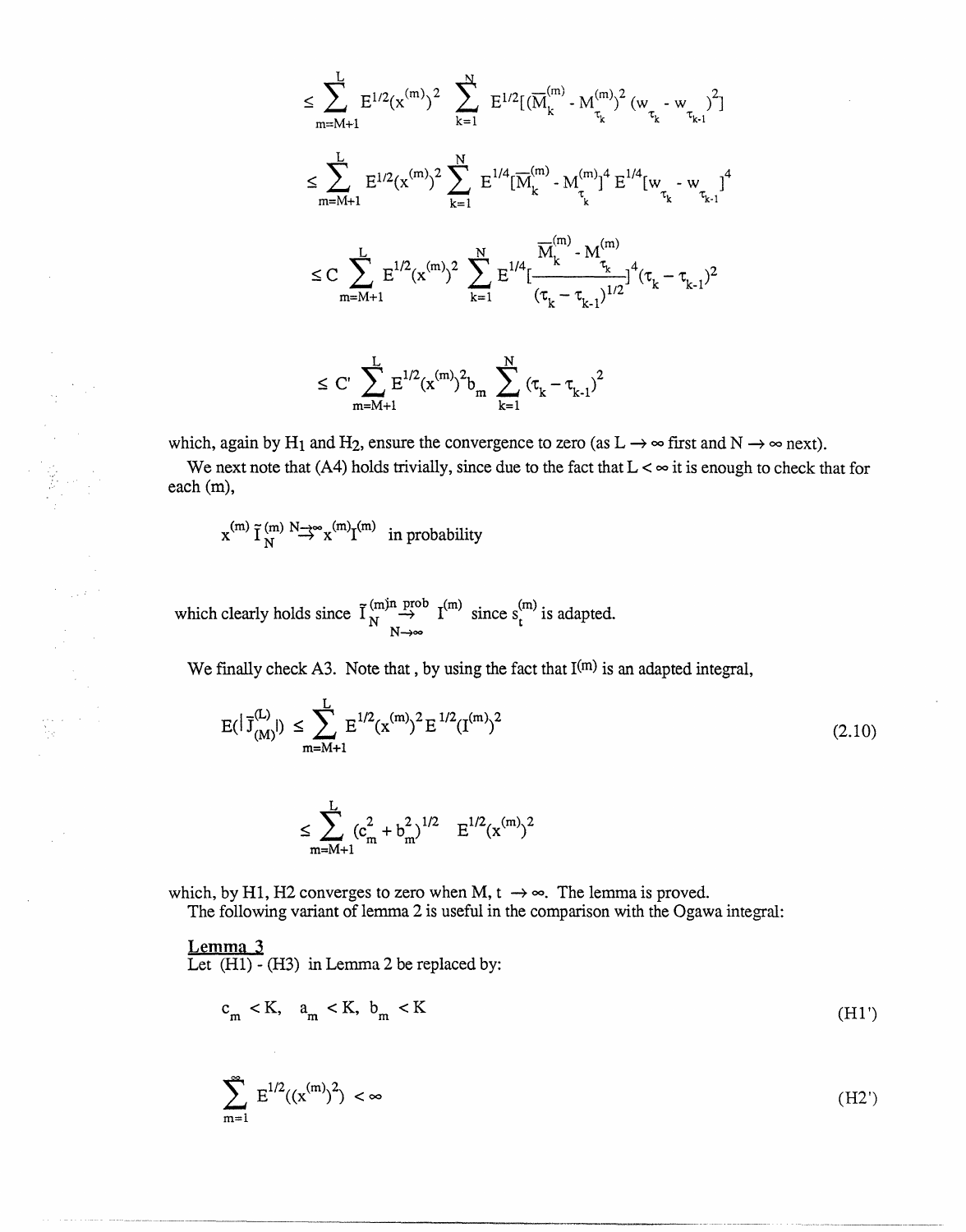$$\leq \sum_{m=M+1}^{L} E^{1/2}(x^{(m)})^2 \sum_{k=1}^{N} E^{1/2}[(\overline{M}_k^{(m)} - M_{\tau_k}^{(m)})^2 (w_{\tau_k} - w_{\tau_{k-1}})^2]$$

$$\leq \sum_{m=M+1}^{L} E^{1/2}(x^{(m)})^2 \sum_{k=1}^{N} E^{1/4}[\overline{M}_k^{(m)} - M_{\tau_k}^{(m)}]^4 E^{1/4}[w_{\tau_k} - w_{\tau_{k-1}}]^4$$

$$\leq C \sum_{m=M+1}^{L} E^{1/2}(x^{(m)})^2 \sum_{k=1}^{N} E^{1/4}\left[\frac{\overline{M}_k^{(m)} - M_{\tau_k}^{(m)}}{(\tau_k - \tau_{k-1})^{1/2}}\right]^4 (\tau_k - \tau_{k-1})^2$$

$$\leq C' \sum_{m=M+1}^{L} E^{1/2}(x^{(m)})^2 b_m \sum_{k=1}^{N} (\tau_k - \tau_{k-1})^2$$

which, again by $H_1$ and $H_2$, ensure the convergence to zero (as $L \to \infty$ first and $N \to \infty$ next).

We next note that (A4) holds trivially, since due to the fact that $L < \infty$ it is enough to check that for each (m),

$$x^{(m)} \tilde{I}_N^{(m)} \overset{N \to \infty}{\to} x^{(m)} I^{(m)} \quad \text{in probability}$$

which clearly holds since $\tilde{I}_N^{(m)n} \underset{N \to \infty}{\overset{prob}{\to}} I^{(m)}$ since $s_t^{(m)}$ is adapted.

We finally check A3. Note that, by using the fact that $I^{(m)}$ is an adapted integral,

$$E(|\tilde{J}_{(M)}^{(L)}|) \leq \sum_{m=M+1}^{L} E^{1/2}(x^{(m)})^2 E^{1/2}(I^{(m)})^2 \tag{2.10}$$

$$\leq \sum_{m=M+1}^{L} (c_m^2 + b_m^2)^{1/2} \; E^{1/2}(x^{(m)})^2$$

which, by H1, H2 converges to zero when M, t $\to \infty$. The lemma is proved.

The following variant of lemma 2 is useful in the comparison with the Ogawa integral:

**Lemma 3**

Let (H1) - (H3) in Lemma 2 be replaced by:

$$c_m < K, \quad a_m < K, \quad b_m < K \tag{H1'}$$

$$\sum_{m=1}^{\infty} E^{1/2}((x^{(m)})^2) < \infty \tag{H2'}$$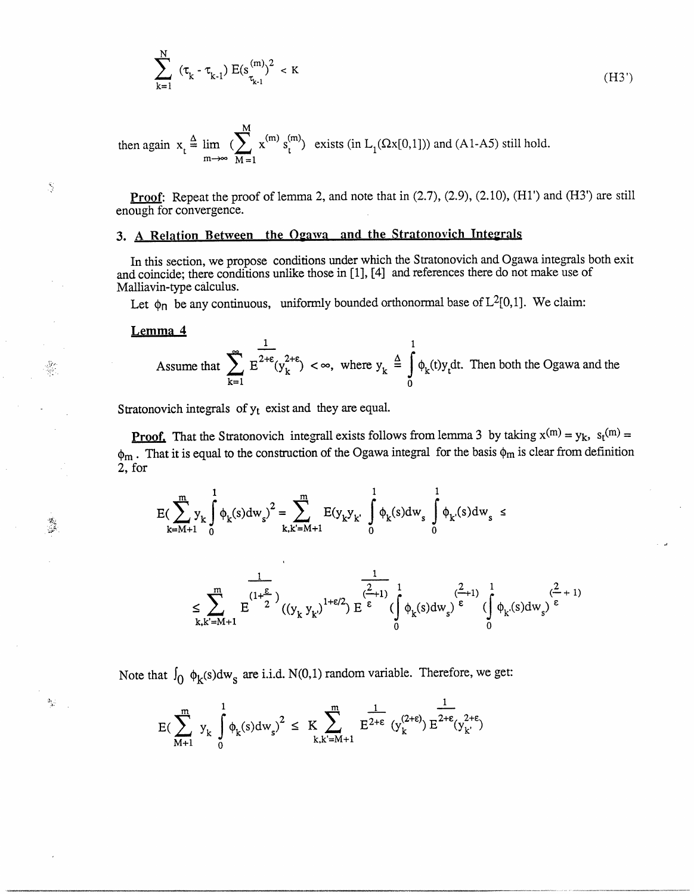$$\sum_{k=1}^{N} (\tau_k - \tau_{k-1})\, E(s_{\tau_{k-1}}^{(m)})^2 < K \tag{H3'}$$

then again $x_t \triangleq \lim_{m\to\infty} \left(\sum_{M=1}^{M} x^{(m)} s_t^{(m)}\right)$ exists (in $L_1(\Omega x[0,1])$) and (A1-A5) still hold.

**Proof**: Repeat the proof of lemma 2, and note that in (2.7), (2.9), (2.10), (H1') and (H3') are still enough for convergence.

## 3. A Relation Between the Ogawa and the Stratonovich Integrals

In this section, we propose conditions under which the Stratonovich and Ogawa integrals both exit and coincide; there conditions unlike those in [1], [4] and references there do not make use of Malliavin-type calculus.

Let $\phi_n$ be any continuous, uniformly bounded orthonormal base of $L^2[0,1]$. We claim:

**Lemma 4**

Assume that $\sum_{k=1}^{\infty} E^{\frac{1}{2+\varepsilon}}(y_k^{2+\varepsilon}) < \infty$, where $y_k \triangleq \int_0^1 \phi_k(t) y_t dt$. Then both the Ogawa and the Stratonovich integrals of $y_t$ exist and they are equal.

**Proof.** That the Stratonovich integrall exists follows from lemma 3 by taking $x^{(m)} = y_k$, $s_t^{(m)} = \phi_m$. That it is equal to the construction of the Ogawa integral for the basis $\phi_m$ is clear from definition 2, for

$$E\left(\sum_{k=M+1}^{m} y_k \int_0^1 \phi_k(s)dw_s\right)^2 = \sum_{k,k'=M+1}^{m} E(y_k y_{k'} \int_0^1 \phi_k(s)dw_s \int_0^1 \phi_{k'}(s)dw_s \le$$

$$\le \sum_{k,k'=M+1}^{m} E^{\frac{1}{(1+\frac{\varepsilon}{2})}}((y_k\, y_{k'})^{1+\varepsilon/2})\, E^{\frac{1}{(\frac{2}{\varepsilon}+1)}} \left(\int_0^1 \phi_k(s)dw_s\right)^{(\frac{2}{\varepsilon}+1)} \left(\int_0^1 \phi_{k'}(s)dw_s\right)^{(\frac{2}{\varepsilon}+1)}$$

Note that $\int_0 \phi_k(s)dw_s$ are i.i.d. N(0,1) random variable. Therefore, we get:

$$E\left(\sum_{M+1}^{m} y_k \int_0^1 \phi_k(s)dw_s\right)^2 \le K \sum_{k,k'=M+1}^{m} E^{\frac{1}{2+\varepsilon}}(y_k^{(2+\varepsilon)})\, E^{\frac{1}{2+\varepsilon}}(y_{k'}^{2+\varepsilon})$$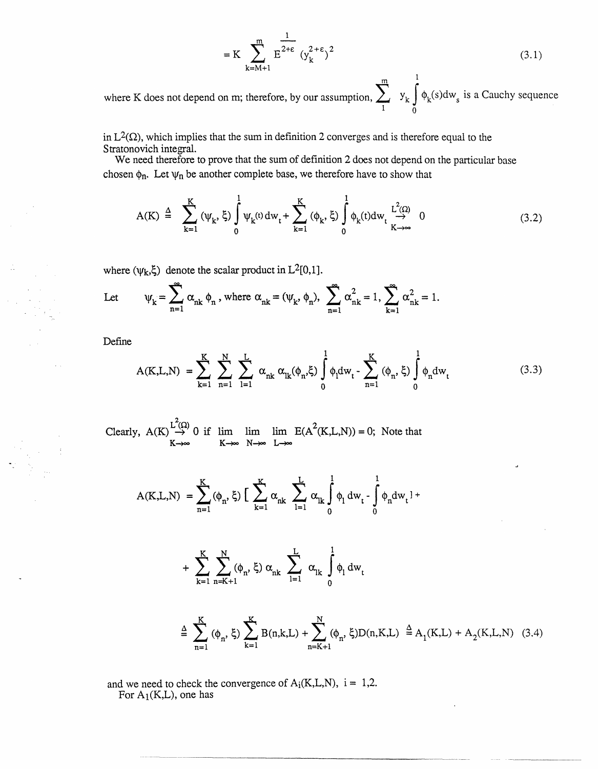$$= K \sum_{k=M+1}^{m} E^{\frac{1}{2+\varepsilon}} (y_k^{2+\varepsilon})^2 \tag{3.1}$$

where K does not depend on m; therefore, by our assumption, $\sum_1^m y_k \int_0^1 \phi_k(s)dw_s$ is a Cauchy sequence in $L^2(\Omega)$, which implies that the sum in definition 2 converges and is therefore equal to the Stratonovich integral.

We need therefore to prove that the sum of definition 2 does not depend on the particular base chosen $\phi_n$. Let $\psi_n$ be another complete base, we therefore have to show that

$$A(K) \triangleq \sum_{k=1}^{K} (\psi_k, \xi) \int_0^1 \psi_k(t)\,dw_t + \sum_{k=1}^{K} (\phi_k, \xi) \int_0^1 \phi_k(t)dw_t \underset{K\to\infty}{\overset{L^2(\Omega)}{\to}} 0 \tag{3.2}$$

where $(\psi_k,\xi)$ denote the scalar product in $L^2[0,1]$.

Let $\quad \psi_k = \sum_{n=1}^{\infty} \alpha_{nk}\,\phi_n$, where $\alpha_{nk} = (\psi_k, \phi_n)$, $\sum_{n=1}^{\infty} \alpha_{nk}^2 = 1$, $\sum_{k=1}^{\infty} \alpha_{nk}^2 = 1$.

Define

$$A(K,L,N) = \sum_{k=1}^{K} \sum_{n=1}^{N} \sum_{l=1}^{L} \alpha_{nk}\, \alpha_{lk} (\phi_n,\xi) \int_0^1 \phi_l dw_t - \sum_{n=1}^{K} (\phi_n, \xi) \int_0^1 \phi_n dw_t \tag{3.3}$$

Clearly, $A(K) \overset{L^2(\Omega)}{\to} 0$ if $\lim_{K\to\infty} \lim_{N\to\infty} \lim_{L\to\infty} E(A^2(K,L,N)) = 0$; Note that

$$A(K,L,N) = \sum_{n=1}^{K} (\phi_n, \xi) \left[ \sum_{k=1}^{K} \alpha_{nk} \sum_{l=1}^{L} \alpha_{lk} \int_0^1 \phi_l\, dw_t - \int_0^1 \phi_n dw_t \right] +$$

$$+ \sum_{k=1}^{K} \sum_{n=K+1}^{N} (\phi_n, \xi)\, \alpha_{nk} \sum_{l=1}^{L} \alpha_{lk} \int_0^1 \phi_l\, dw_t$$

$$\triangleq \sum_{n=1}^{K} (\phi_n, \xi) \sum_{k=1}^{K} B(n,k,L) + \sum_{n=K+1}^{N} (\phi_n, \xi) D(n,K,L) \triangleq A_1(K,L) + A_2(K,L,N) \tag{3.4}$$

and we need to check the convergence of $A_i(K,L,N)$, $i = 1,2$.

For $A_1(K,L)$, one has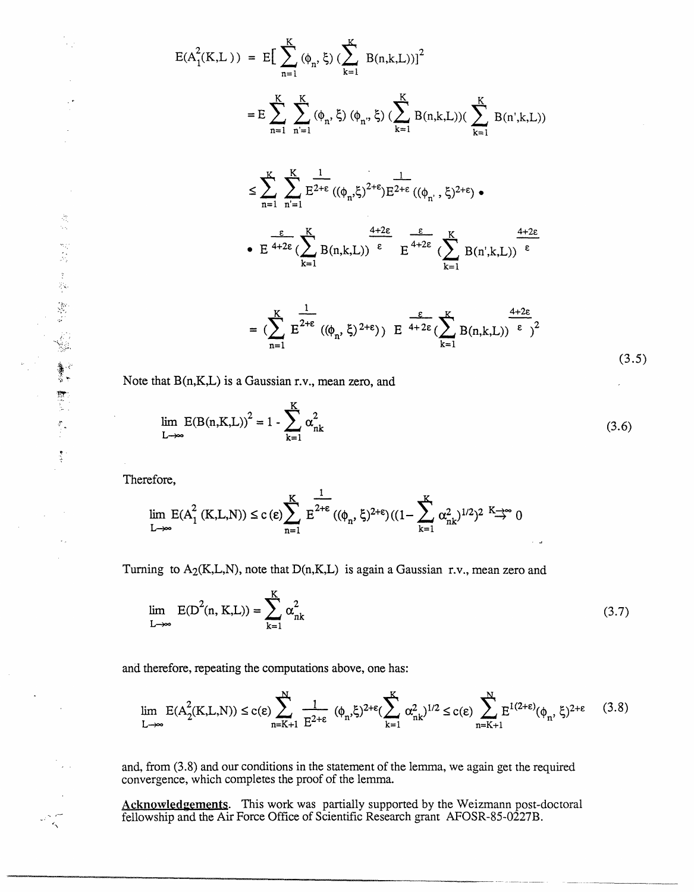$$E(A_1^2(K,L)) = E[\sum_{n=1}^{K} (\phi_n, \xi) (\sum_{k=1}^{K} B(n,k,L))]^2$$

$$= E \sum_{n=1}^{K} \sum_{n'=1}^{K} (\phi_n, \xi) (\phi_{n'}, \xi) (\sum_{k=1}^{K} B(n,k,L))( \sum_{k=1}^{K} B(n',k,L))$$

$$\leq \sum_{n=1}^{K} \sum_{n'=1}^{K} E^{\frac{1}{2+\varepsilon}} ((\phi_n,\xi)^{2+\varepsilon}) E^{\frac{1}{2+\varepsilon}} ((\phi_{n'}, \xi)^{2+\varepsilon}) \bullet$$

$$\bullet\ E^{\frac{\varepsilon}{4+2\varepsilon}} (\sum_{k=1}^{K} B(n,k,L))^{\frac{4+2\varepsilon}{\varepsilon}} \ E^{\frac{\varepsilon}{4+2\varepsilon}} (\sum_{k=1}^{K} B(n',k,L))^{\frac{4+2\varepsilon}{\varepsilon}}$$

$$= (\sum_{n=1}^{K} E^{\frac{1}{2+\varepsilon}} ((\phi_n, \xi)^{2+\varepsilon}) \ E^{\frac{\varepsilon}{4+2\varepsilon}} (\sum_{k=1}^{K} B(n,k,L))^{\frac{4+2\varepsilon}{\varepsilon}} )^2 \tag{3.5}$$

Note that $B(n,K,L)$ is a Gaussian r.v., mean zero, and

$$\lim_{L\to\infty} E(B(n,K,L))^2 = 1 - \sum_{k=1}^{K} \alpha_{nk}^2 \tag{3.6}$$

Therefore,

$$\lim_{L\to\infty} E(A_1^2 (K,L,N)) \leq c(\varepsilon) \sum_{n=1}^{K} E^{\frac{1}{2+\varepsilon}} ((\phi_n, \xi)^{2+\varepsilon}) ((1- \sum_{k=1}^{K} \alpha_{nk}^2)^{1/2})^2 \overset{K\to\infty}{\to} 0$$

Turning to $A_2(K,L,N)$, note that $D(n,K,L)$ is again a Gaussian r.v., mean zero and

$$\lim_{L\to\infty} E(D^2(n, K,L)) = \sum_{k=1}^{K} \alpha_{nk}^2 \tag{3.7}$$

and therefore, repeating the computations above, one has:

$$\lim_{L\to\infty} E(A_2^2(K,L,N)) \leq c(\varepsilon) \sum_{n=K+1}^{N} \frac{1}{E^{2+\varepsilon}} (\phi_n,\xi)^{2+\varepsilon} (\sum_{k=1}^{K} \alpha_{nk}^2)^{1/2} \leq c(\varepsilon) \sum_{n=K+1}^{N} E^{1(2+\varepsilon)}(\phi_n, \xi)^{2+\varepsilon} \tag{3.8}$$

and, from (3.8) and our conditions in the statement of the lemma, we again get the required convergence, which completes the proof of the lemma.

**Acknowledgements.** This work was partially supported by the Weizmann post-doctoral fellowship and the Air Force Office of Scientific Research grant AFOSR-85-0227B.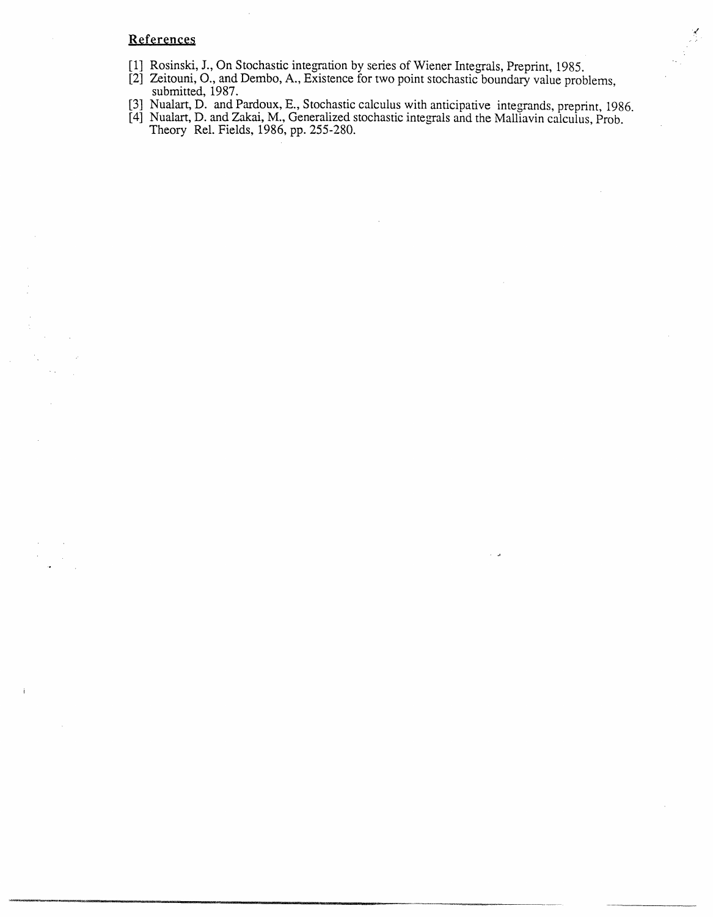## References

[1] Rosinski, J., On Stochastic integration by series of Wiener Integrals, Preprint, 1985.

[2] Zeitouni, O., and Dembo, A., Existence for two point stochastic boundary value problems, submitted, 1987.

[3] Nualart, D. and Pardoux, E., Stochastic calculus with anticipative integrands, preprint, 1986.

[4] Nualart, D. and Zakai, M., Generalized stochastic integrals and the Malliavin calculus, Prob. Theory Rel. Fields, 1986, pp. 255-280.